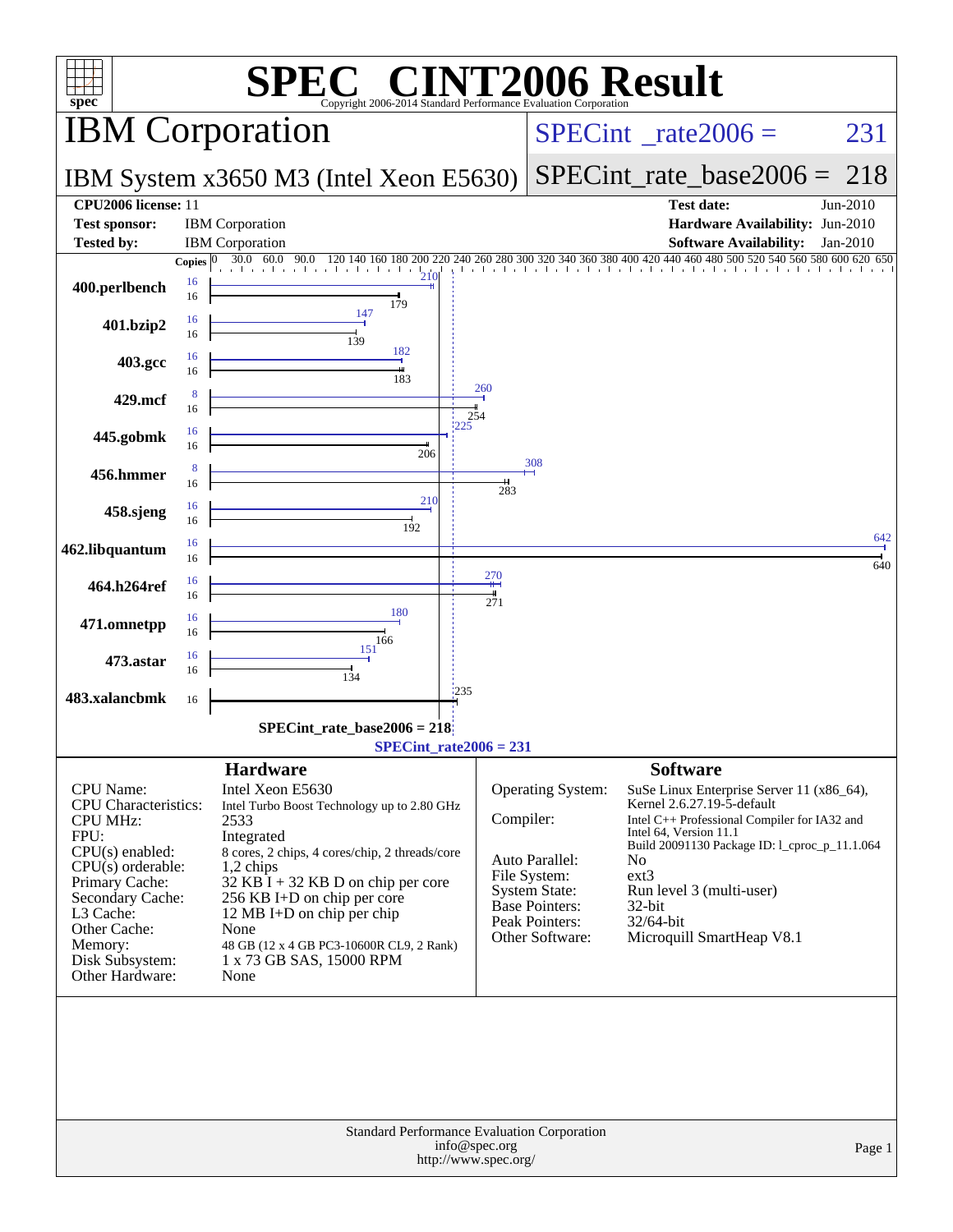# SPEC CINT2006 Result

Copyright 2006-2014 Standard Performance Evaluation Corporation

## IBM Corporation

**IBM System x3650 M3 (Intel Xeon E5630)**

SPECint_rate2006 = 231

SPECint_rate_base2006 = 218

| | | | |
|---|---|---|---|
| **CPU2006 license:** | 11 | **Test date:** | Jun-2010 |
| **Test sponsor:** | IBM Corporation | **Hardware Availability:** | Jun-2010 |
| **Tested by:** | IBM Corporation | **Software Availability:** | Jan-2010 |

| Benchmark | Copies (peak) | Peak | Copies (base) | Base |
|---|---|---|---|---|
| 400.perlbench | 16 | 210 | 16 | 179 |
| 401.bzip2 | 16 | 147 | 16 | 139 |
| 403.gcc | 16 | 182 | 16 | 183 |
| 429.mcf | 8 | 260 | 16 | 254 |
| 445.gobmk | 16 | 225 | 16 | 206 |
| 456.hmmer | 8 | 308 | 16 | 283 |
| 458.sjeng | 16 | 210 | 16 | 192 |
| 462.libquantum | 16 | 642 | 16 | 640 |
| 464.h264ref | 16 | 270 | 16 | 271 |
| 471.omnetpp | 16 | 180 | 16 | 166 |
| 473.astar | 16 | 151 | 16 | 134 |
| 483.xalancbmk | 16 | 235 | 16 | 235 |

SPECint_rate_base2006 = 218

SPECint_rate2006 = 231

### Hardware

| | |
|---|---|
| CPU Name: | Intel Xeon E5630 |
| CPU Characteristics: | Intel Turbo Boost Technology up to 2.80 GHz |
| CPU MHz: | 2533 |
| FPU: | Integrated |
| CPU(s) enabled: | 8 cores, 2 chips, 4 cores/chip, 2 threads/core |
| CPU(s) orderable: | 1,2 chips |
| Primary Cache: | 32 KB I + 32 KB D on chip per core |
| Secondary Cache: | 256 KB I+D on chip per core |
| L3 Cache: | 12 MB I+D on chip per chip |
| Other Cache: | None |
| Memory: | 48 GB (12 x 4 GB PC3-10600R CL9, 2 Rank) |
| Disk Subsystem: | 1 x 73 GB SAS, 15000 RPM |
| Other Hardware: | None |

### Software

| | |
|---|---|
| Operating System: | SuSe Linux Enterprise Server 11 (x86_64), Kernel 2.6.27.19-5-default |
| Compiler: | Intel C++ Professional Compiler for IA32 and Intel 64, Version 11.1 Build 20091130 Package ID: l_cproc_p_11.1.064 |
| Auto Parallel: | No |
| File System: | ext3 |
| System State: | Run level 3 (multi-user) |
| Base Pointers: | 32-bit |
| Peak Pointers: | 32/64-bit |
| Other Software: | Microquill SmartHeap V8.1 |

Standard Performance Evaluation Corporation
info@spec.org
http://www.spec.org/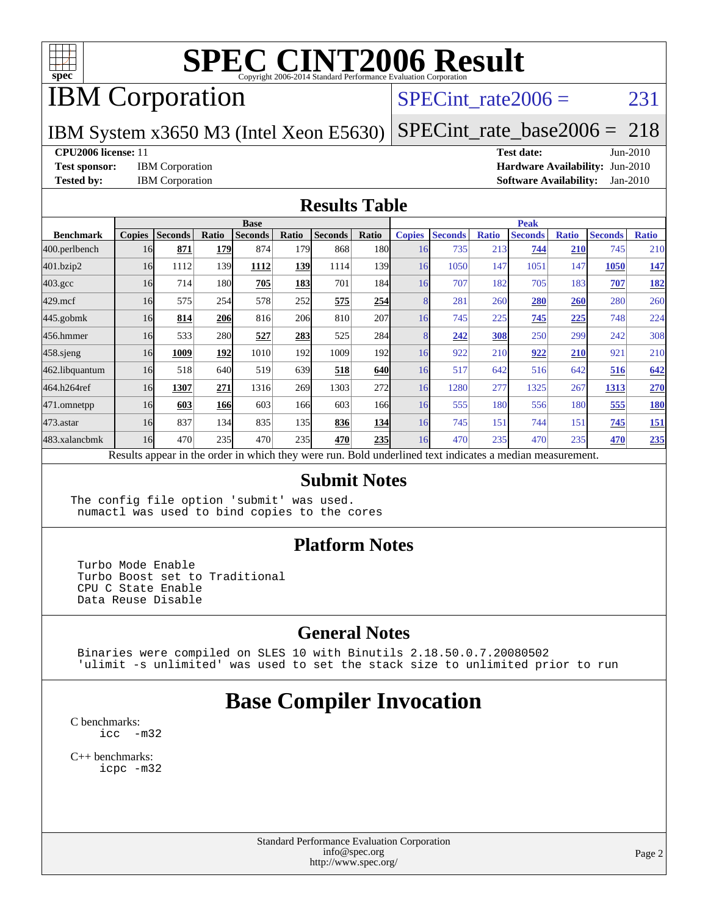# SPEC CINT2006 Result

Copyright 2006-2014 Standard Performance Evaluation Corporation

# IBM Corporation

IBM System x3650 M3 (Intel Xeon E5630)

SPECint_rate2006 = 231

SPECint_rate_base2006 = 218

**CPU2006 license:** 11

**Test sponsor:** IBM Corporation

**Tested by:** IBM Corporation

**Test date:** Jun-2010

**Hardware Availability:** Jun-2010

**Software Availability:** Jan-2010

## Results Table

| Benchmark | Base | | | | | | | Peak | | | | | | |
|---|---|---|---|---|---|---|---|---|---|---|---|---|---|---|
| | Copies | Seconds | Ratio | Seconds | Ratio | Seconds | Ratio | Copies | Seconds | Ratio | Seconds | Ratio | Seconds | Ratio |
| 400.perlbench | 16 | **871** | **179** | 874 | 179 | 868 | 180 | 16 | 735 | 213 | **744** | **210** | 745 | 210 |
| 401.bzip2 | 16 | 1112 | 139 | **1112** | **139** | 1114 | 139 | 16 | 1050 | 147 | 1051 | 147 | **1050** | **147** |
| 403.gcc | 16 | 714 | 180 | **705** | **183** | 701 | 184 | 16 | 707 | 182 | 705 | 183 | **707** | **182** |
| 429.mcf | 16 | 575 | 254 | 578 | 252 | **575** | **254** | 8 | 281 | 260 | **280** | **260** | 280 | 260 |
| 445.gobmk | 16 | **814** | **206** | 816 | 206 | 810 | 207 | 16 | 745 | 225 | **745** | **225** | 748 | 224 |
| 456.hmmer | 16 | 533 | 280 | **527** | **283** | 525 | 284 | 8 | **242** | **308** | 250 | 299 | 242 | 308 |
| 458.sjeng | 16 | **1009** | **192** | 1010 | 192 | 1009 | 192 | 16 | 922 | 210 | **922** | **210** | 921 | 210 |
| 462.libquantum | 16 | 518 | 640 | 519 | 639 | **518** | **640** | 16 | 517 | 642 | 516 | 642 | **516** | **642** |
| 464.h264ref | 16 | **1307** | **271** | 1316 | 269 | 1303 | 272 | 16 | 1280 | 277 | 1325 | 267 | **1313** | **270** |
| 471.omnetpp | 16 | **603** | **166** | 603 | 166 | 603 | 166 | 16 | 555 | 180 | 556 | 180 | **555** | **180** |
| 473.astar | 16 | 837 | 134 | 835 | 135 | **836** | **134** | 16 | 745 | 151 | 744 | 151 | **745** | **151** |
| 483.xalancbmk | 16 | 470 | 235 | 470 | 235 | **470** | **235** | 16 | 470 | 235 | 470 | 235 | **470** | **235** |

Results appear in the order in which they were run. Bold underlined text indicates a median measurement.

## Submit Notes

```
The config file option 'submit' was used.
 numactl was used to bind copies to the cores
```

## Platform Notes

```
Turbo Mode Enable
Turbo Boost set to Traditional
CPU C State Enable
Data Reuse Disable
```

## General Notes

```
Binaries were compiled on SLES 10 with Binutils 2.18.50.0.7.20080502
'ulimit -s unlimited' was used to set the stack size to unlimited prior to run
```

# Base Compiler Invocation

C benchmarks:

```
icc  -m32
```

C++ benchmarks:

```
icpc -m32
```

Standard Performance Evaluation Corporation
info@spec.org
http://www.spec.org/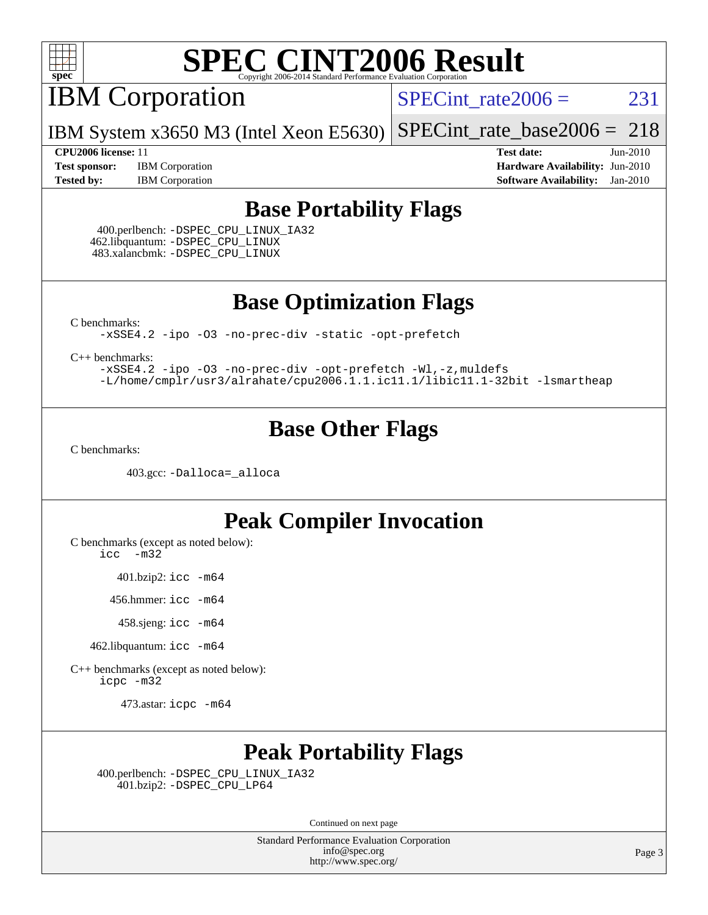# SPEC CINT2006 Result

## IBM Corporation

IBM System x3650 M3 (Intel Xeon E5630)

SPECint_rate2006 = 231

SPECint_rate_base2006 = 218

**CPU2006 license:** 11
**Test sponsor:** IBM Corporation
**Tested by:** IBM Corporation

**Test date:** Jun-2010
**Hardware Availability:** Jun-2010
**Software Availability:** Jan-2010

## Base Portability Flags

400.perlbench: -DSPEC_CPU_LINUX_IA32
462.libquantum: -DSPEC_CPU_LINUX
483.xalancbmk: -DSPEC_CPU_LINUX

## Base Optimization Flags

C benchmarks:
```
-xSSE4.2 -ipo -O3 -no-prec-div -static -opt-prefetch
```

C++ benchmarks:
```
-xSSE4.2 -ipo -O3 -no-prec-div -opt-prefetch -Wl,-z,muldefs
-L/home/cmplr/usr3/alrahate/cpu2006.1.1.ic11.1/libic11.1-32bit -lsmartheap
```

## Base Other Flags

C benchmarks:

403.gcc: -Dalloca=_alloca

## Peak Compiler Invocation

C benchmarks (except as noted below):
```
icc  -m32
```

401.bzip2: icc -m64

456.hmmer: icc -m64

458.sjeng: icc -m64

462.libquantum: icc -m64

C++ benchmarks (except as noted below):
```
icpc -m32
```

473.astar: icpc -m64

## Peak Portability Flags

400.perlbench: -DSPEC_CPU_LINUX_IA32
401.bzip2: -DSPEC_CPU_LP64

Continued on next page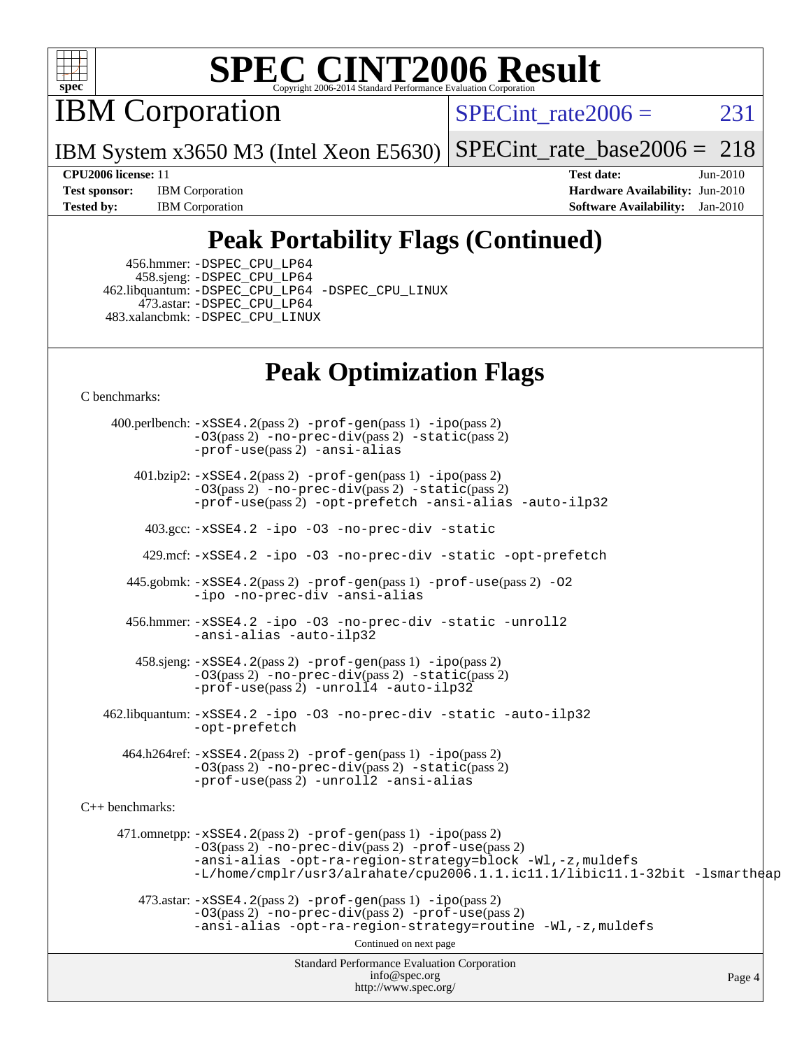# SPEC CINT2006 Result

Copyright 2006-2014 Standard Performance Evaluation Corporation

## IBM Corporation

IBM System x3650 M3 (Intel Xeon E5630)

SPECint_rate2006 = 231

SPECint_rate_base2006 = 218

**CPU2006 license:** 11
**Test sponsor:** IBM Corporation
**Tested by:** IBM Corporation

**Test date:** Jun-2010
**Hardware Availability:** Jun-2010
**Software Availability:** Jan-2010

## Peak Portability Flags (Continued)

456.hmmer: -DSPEC_CPU_LP64
458.sjeng: -DSPEC_CPU_LP64
462.libquantum: -DSPEC_CPU_LP64 -DSPEC_CPU_LINUX
473.astar: -DSPEC_CPU_LP64
483.xalancbmk: -DSPEC_CPU_LINUX

## Peak Optimization Flags

C benchmarks:

400.perlbench: -xSSE4.2(pass 2) -prof-gen(pass 1) -ipo(pass 2) -O3(pass 2) -no-prec-div(pass 2) -static(pass 2) -prof-use(pass 2) -ansi-alias

401.bzip2: -xSSE4.2(pass 2) -prof-gen(pass 1) -ipo(pass 2) -O3(pass 2) -no-prec-div(pass 2) -static(pass 2) -prof-use(pass 2) -opt-prefetch -ansi-alias -auto-ilp32

403.gcc: -xSSE4.2 -ipo -O3 -no-prec-div -static

429.mcf: -xSSE4.2 -ipo -O3 -no-prec-div -static -opt-prefetch

445.gobmk: -xSSE4.2(pass 2) -prof-gen(pass 1) -prof-use(pass 2) -O2 -ipo -no-prec-div -ansi-alias

456.hmmer: -xSSE4.2 -ipo -O3 -no-prec-div -static -unroll2 -ansi-alias -auto-ilp32

458.sjeng: -xSSE4.2(pass 2) -prof-gen(pass 1) -ipo(pass 2) -O3(pass 2) -no-prec-div(pass 2) -static(pass 2) -prof-use(pass 2) -unroll4 -auto-ilp32

462.libquantum: -xSSE4.2 -ipo -O3 -no-prec-div -static -auto-ilp32 -opt-prefetch

464.h264ref: -xSSE4.2(pass 2) -prof-gen(pass 1) -ipo(pass 2) -O3(pass 2) -no-prec-div(pass 2) -static(pass 2) -prof-use(pass 2) -unroll2 -ansi-alias

C++ benchmarks:

471.omnetpp: -xSSE4.2(pass 2) -prof-gen(pass 1) -ipo(pass 2) -O3(pass 2) -no-prec-div(pass 2) -prof-use(pass 2) -ansi-alias -opt-ra-region-strategy=block -Wl,-z,muldefs -L/home/cmplr/usr3/alrahate/cpu2006.1.1.ic11.1/libic11.1-32bit -lsmartheap

473.astar: -xSSE4.2(pass 2) -prof-gen(pass 1) -ipo(pass 2) -O3(pass 2) -no-prec-div(pass 2) -prof-use(pass 2) -ansi-alias -opt-ra-region-strategy=routine -Wl,-z,muldefs

Continued on next page

Standard Performance Evaluation Corporation
info@spec.org
http://www.spec.org/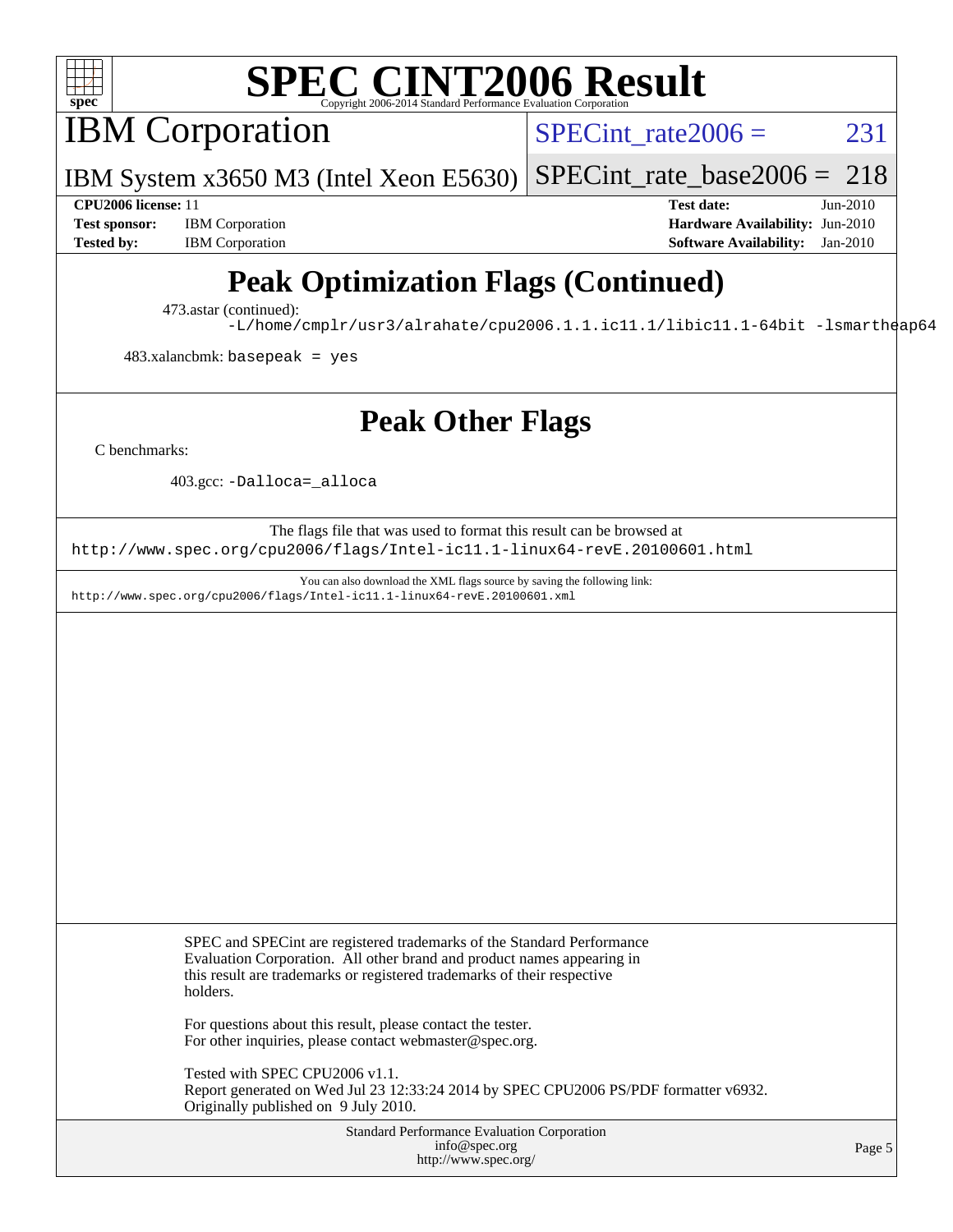# SPEC CINT2006 Result

Copyright 2006-2014 Standard Performance Evaluation Corporation

## IBM Corporation

IBM System x3650 M3 (Intel Xeon E5630)

SPECint_rate2006 = 231

SPECint_rate_base2006 = 218

**CPU2006 license:** 11
**Test sponsor:** IBM Corporation
**Tested by:** IBM Corporation

**Test date:** Jun-2010
**Hardware Availability:** Jun-2010
**Software Availability:** Jan-2010

## Peak Optimization Flags (Continued)

473.astar (continued):
`-L/home/cmplr/usr3/alrahate/cpu2006.1.1.ic11.1/libic11.1-64bit -lsmartheap64`

483.xalancbmk: `basepeak = yes`

## Peak Other Flags

C benchmarks:

403.gcc: `-Dalloca=_alloca`

The flags file that was used to format this result can be browsed at
http://www.spec.org/cpu2006/flags/Intel-ic11.1-linux64-revE.20100601.html

You can also download the XML flags source by saving the following link:
http://www.spec.org/cpu2006/flags/Intel-ic11.1-linux64-revE.20100601.xml

SPEC and SPECint are registered trademarks of the Standard Performance Evaluation Corporation. All other brand and product names appearing in this result are trademarks or registered trademarks of their respective holders.

For questions about this result, please contact the tester.
For other inquiries, please contact webmaster@spec.org.

Tested with SPEC CPU2006 v1.1.
Report generated on Wed Jul 23 12:33:24 2014 by SPEC CPU2006 PS/PDF formatter v6932.
Originally published on 9 July 2010.

Standard Performance Evaluation Corporation
info@spec.org
http://www.spec.org/